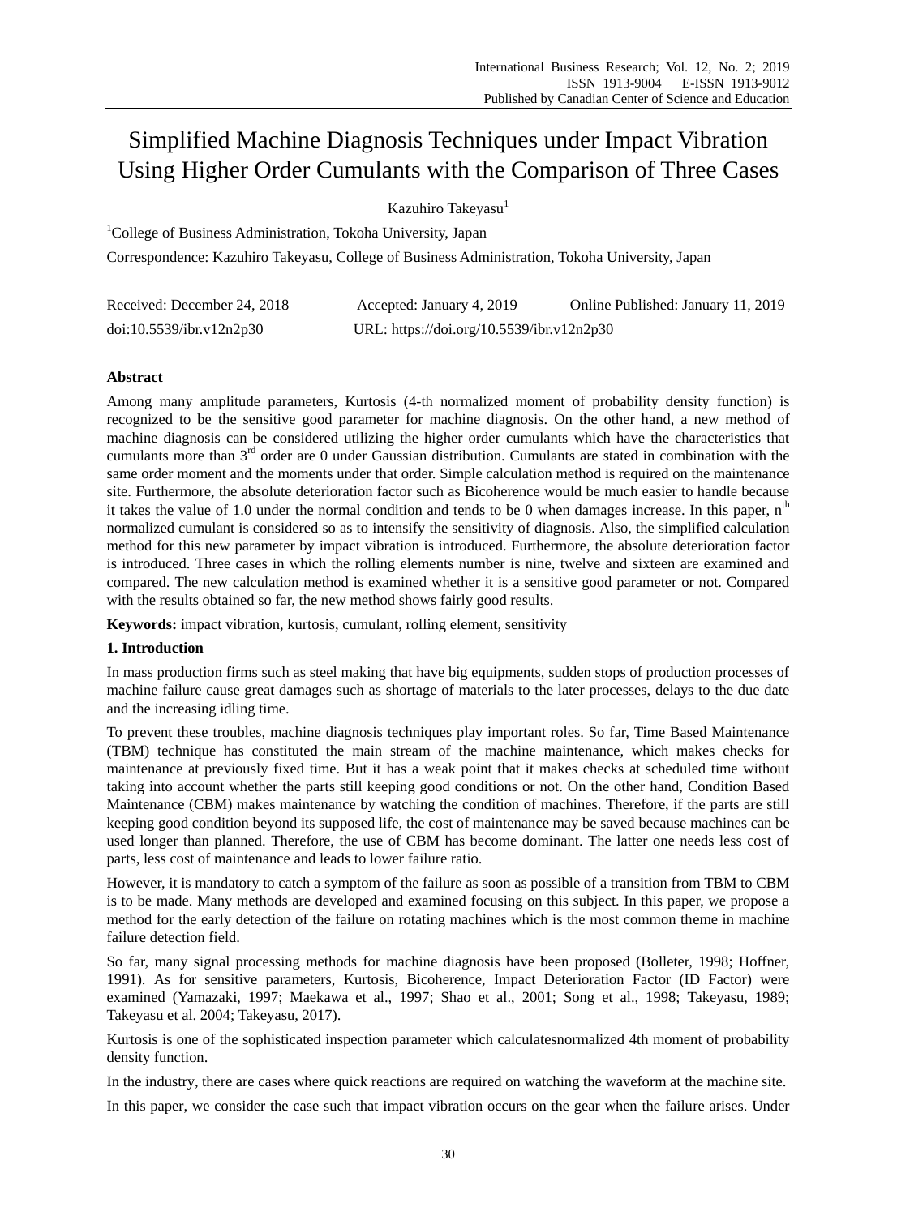# Simplified Machine Diagnosis Techniques under Impact Vibration Using Higher Order Cumulants with the Comparison of Three Cases

Kazuhiro Takeyasu[1]

[1]College of Business Administration, Tokoha University, Japan

Correspondence: Kazuhiro Takeyasu, College of Business Administration, Tokoha University, Japan

Received: December 24, 2018 Accepted: January 4, 2019 Online Published: January 11, 2019

doi:10.5539/ibr.v12n2p30 URL: https://doi.org/10.5539/ibr.v12n2p30

**Abstract**

Among many amplitude parameters, Kurtosis (4-th normalized moment of probability density function) is recognized to be the sensitive good parameter for machine diagnosis. On the other hand, a new method of machine diagnosis can be considered utilizing the higher order cumulants which have the characteristics that cumulants more than 3$^{rd}$ order are 0 under Gaussian distribution. Cumulants are stated in combination with the same order moment and the moments under that order. Simple calculation method is required on the maintenance site. Furthermore, the absolute deterioration factor such as Bicoherence would be much easier to handle because it takes the value of 1.0 under the normal condition and tends to be 0 when damages increase. In this paper, n$^{th}$ normalized cumulant is considered so as to intensify the sensitivity of diagnosis. Also, the simplified calculation method for this new parameter by impact vibration is introduced. Furthermore, the absolute deterioration factor is introduced. Three cases in which the rolling elements number is nine, twelve and sixteen are examined and compared. The new calculation method is examined whether it is a sensitive good parameter or not. Compared with the results obtained so far, the new method shows fairly good results.

**Keywords:** impact vibration, kurtosis, cumulant, rolling element, sensitivity

## 1. Introduction

In mass production firms such as steel making that have big equipments, sudden stops of production processes of machine failure cause great damages such as shortage of materials to the later processes, delays to the due date and the increasing idling time.

To prevent these troubles, machine diagnosis techniques play important roles. So far, Time Based Maintenance (TBM) technique has constituted the main stream of the machine maintenance, which makes checks for maintenance at previously fixed time. But it has a weak point that it makes checks at scheduled time without taking into account whether the parts still keeping good conditions or not. On the other hand, Condition Based Maintenance (CBM) makes maintenance by watching the condition of machines. Therefore, if the parts are still keeping good condition beyond its supposed life, the cost of maintenance may be saved because machines can be used longer than planned. Therefore, the use of CBM has become dominant. The latter one needs less cost of parts, less cost of maintenance and leads to lower failure ratio.

However, it is mandatory to catch a symptom of the failure as soon as possible of a transition from TBM to CBM is to be made. Many methods are developed and examined focusing on this subject. In this paper, we propose a method for the early detection of the failure on rotating machines which is the most common theme in machine failure detection field.

So far, many signal processing methods for machine diagnosis have been proposed (Bolleter, 1998; Hoffner, 1991). As for sensitive parameters, Kurtosis, Bicoherence, Impact Deterioration Factor (ID Factor) were examined (Yamazaki, 1997; Maekawa et al., 1997; Shao et al., 2001; Song et al., 1998; Takeyasu, 1989; Takeyasu et al. 2004; Takeyasu, 2017).

Kurtosis is one of the sophisticated inspection parameter which calculatesnormalized 4th moment of probability density function.

In the industry, there are cases where quick reactions are required on watching the waveform at the machine site.

In this paper, we consider the case such that impact vibration occurs on the gear when the failure arises. Under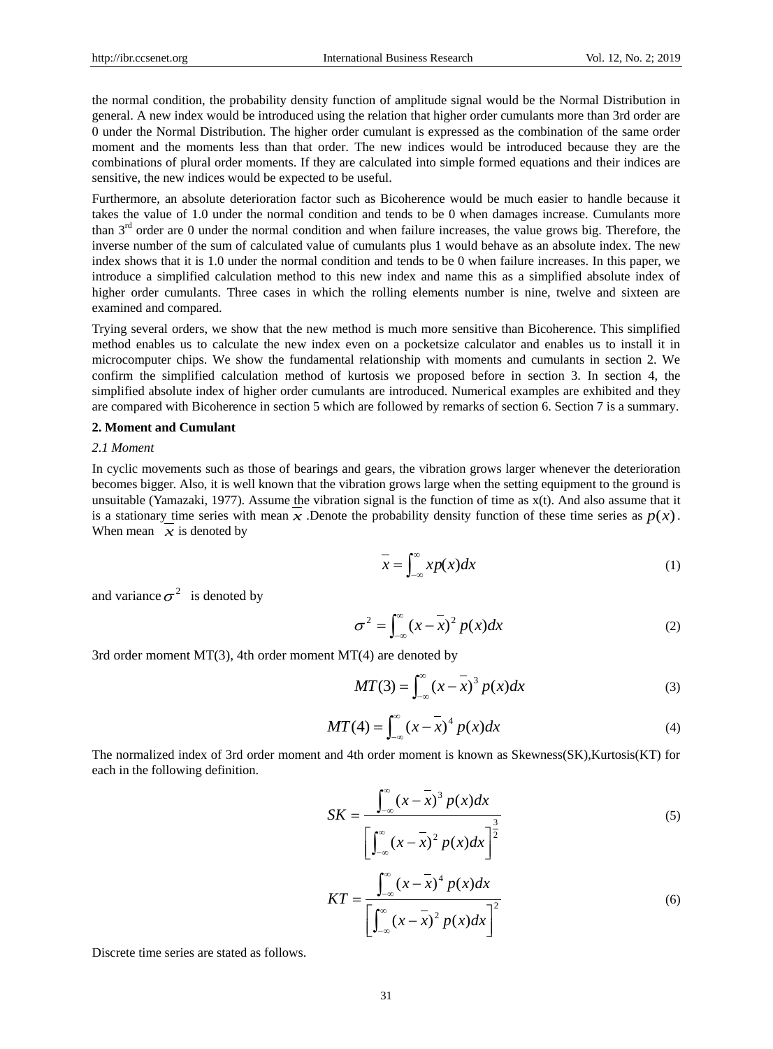the normal condition, the probability density function of amplitude signal would be the Normal Distribution in general. A new index would be introduced using the relation that higher order cumulants more than 3rd order are 0 under the Normal Distribution. The higher order cumulant is expressed as the combination of the same order moment and the moments less than that order. The new indices would be introduced because they are the combinations of plural order moments. If they are calculated into simple formed equations and their indices are sensitive, the new indices would be expected to be useful.

Furthermore, an absolute deterioration factor such as Bicoherence would be much easier to handle because it takes the value of 1.0 under the normal condition and tends to be 0 when damages increase. Cumulants more than 3rd order are 0 under the normal condition and when failure increases, the value grows big. Therefore, the inverse number of the sum of calculated value of cumulants plus 1 would behave as an absolute index. The new index shows that it is 1.0 under the normal condition and tends to be 0 when failure increases. In this paper, we introduce a simplified calculation method to this new index and name this as a simplified absolute index of higher order cumulants. Three cases in which the rolling elements number is nine, twelve and sixteen are examined and compared.

Trying several orders, we show that the new method is much more sensitive than Bicoherence. This simplified method enables us to calculate the new index even on a pocketsize calculator and enables us to install it in microcomputer chips. We show the fundamental relationship with moments and cumulants in section 2. We confirm the simplified calculation method of kurtosis we proposed before in section 3. In section 4, the simplified absolute index of higher order cumulants are introduced. Numerical examples are exhibited and they are compared with Bicoherence in section 5 which are followed by remarks of section 6. Section 7 is a summary.

## 2. Moment and Cumulant

### *2.1 Moment*

In cyclic movements such as those of bearings and gears, the vibration grows larger whenever the deterioration becomes bigger. Also, it is well known that the vibration grows large when the setting equipment to the ground is unsuitable (Yamazaki, 1977). Assume the vibration signal is the function of time as x(t). And also assume that it is a stationary time series with mean $\overline{x}$ .Denote the probability density function of these time series as $p(x)$. When mean $\overline{x}$ is denoted by

$$\overline{x} = \int_{-\infty}^{\infty} x p(x) dx \tag{1}$$

and variance $\sigma^2$ is denoted by

$$\sigma^2 = \int_{-\infty}^{\infty} (x - \overline{x})^2 p(x) dx \tag{2}$$

3rd order moment MT(3), 4th order moment MT(4) are denoted by

$$MT(3) = \int_{-\infty}^{\infty} (x - \overline{x})^3 p(x) dx \tag{3}$$

$$MT(4) = \int_{-\infty}^{\infty} (x - \overline{x})^4 p(x) dx \tag{4}$$

The normalized index of 3rd order moment and 4th order moment is known as Skewness(SK),Kurtosis(KT) for each in the following definition.

$$SK = \frac{\int_{-\infty}^{\infty} (x - \overline{x})^3 p(x) dx}{\left[ \int_{-\infty}^{\infty} (x - \overline{x})^2 p(x) dx \right]^{\frac{3}{2}}} \tag{5}$$

$$KT = \frac{\int_{-\infty}^{\infty} (x - \overline{x})^4 p(x) dx}{\left[ \int_{-\infty}^{\infty} (x - \overline{x})^2 p(x) dx \right]^2} \tag{6}$$

Discrete time series are stated as follows.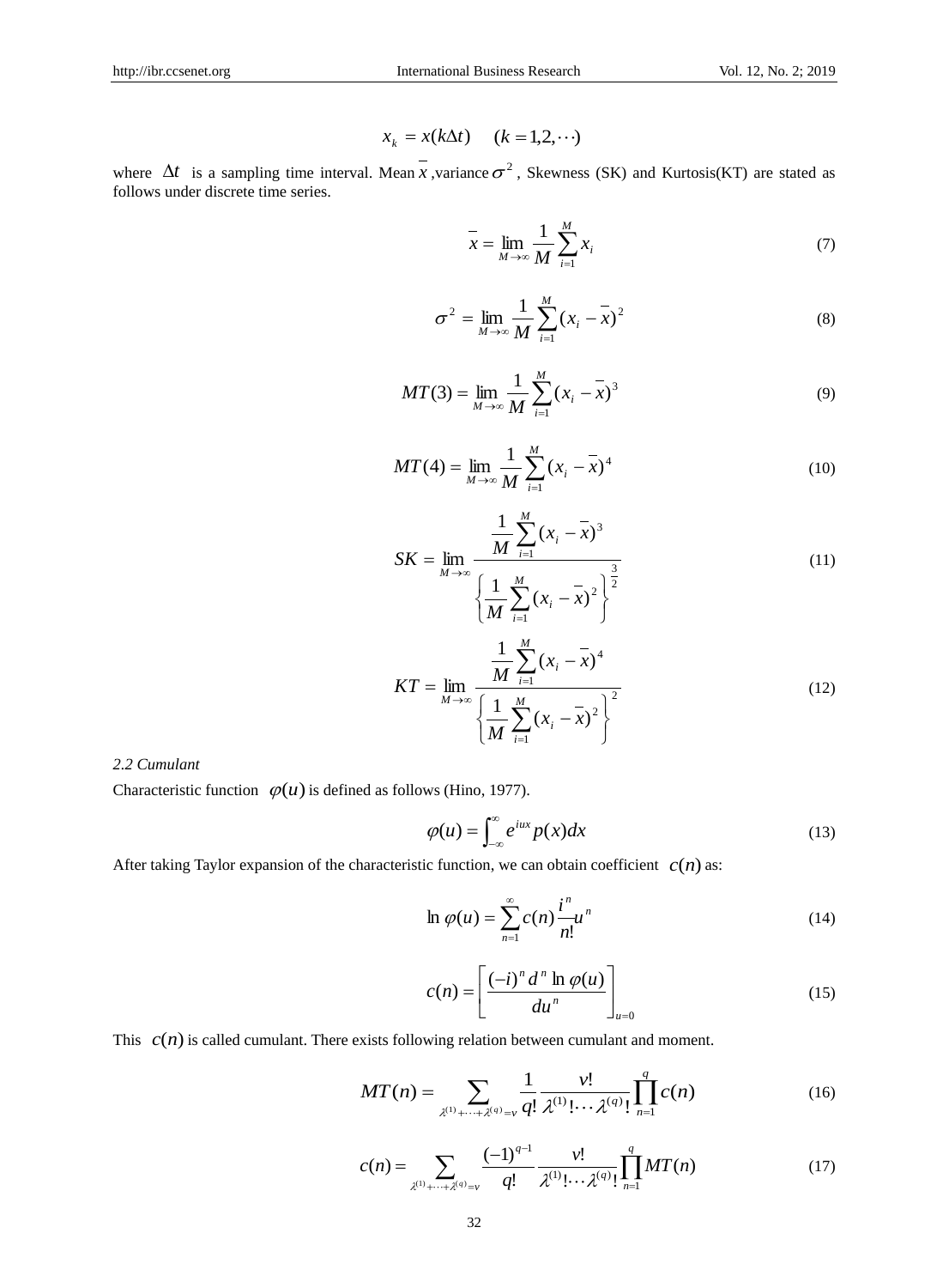$$x_k = x(k\Delta t) \quad (k = 1,2,\cdots)$$

where $\Delta t$ is a sampling time interval. Mean $\overline{x}$ ,variance $\sigma^2$ , Skewness (SK) and Kurtosis(KT) are stated as follows under discrete time series.

$$\overline{x} = \lim_{M \to \infty} \frac{1}{M} \sum_{i=1}^{M} x_i \tag{7}$$

$$\sigma^2 = \lim_{M \to \infty} \frac{1}{M} \sum_{i=1}^{M} (x_i - \overline{x})^2 \tag{8}$$

$$MT(3) = \lim_{M \to \infty} \frac{1}{M} \sum_{i=1}^{M} (x_i - \overline{x})^3 \tag{9}$$

$$MT(4) = \lim_{M \to \infty} \frac{1}{M} \sum_{i=1}^{M} (x_i - \overline{x})^4 \tag{10}$$

$$SK = \lim_{M \to \infty} \frac{\frac{1}{M} \sum_{i=1}^{M} (x_i - \overline{x})^3}{\left\{ \frac{1}{M} \sum_{i=1}^{M} (x_i - \overline{x})^2 \right\}^{\frac{3}{2}}} \tag{11}$$

$$KT = \lim_{M \to \infty} \frac{\frac{1}{M} \sum_{i=1}^{M} (x_i - \overline{x})^4}{\left\{ \frac{1}{M} \sum_{i=1}^{M} (x_i - \overline{x})^2 \right\}^{2}} \tag{12}$$

*2.2 Cumulant*

Characteristic function $\varphi(u)$ is defined as follows (Hino, 1977).

$$\varphi(u) = \int_{-\infty}^{\infty} e^{iux} p(x) dx \tag{13}$$

After taking Taylor expansion of the characteristic function, we can obtain coefficient $c(n)$ as:

$$\ln \varphi(u) = \sum_{n=1}^{\infty} c(n) \frac{i^n}{n!} u^n \tag{14}$$

$$c(n) = \left[ \frac{(-i)^n d^n \ln \varphi(u)}{du^n} \right]_{u=0} \tag{15}$$

This $c(n)$ is called cumulant. There exists following relation between cumulant and moment.

$$MT(n) = \sum_{\lambda^{(1)} + \cdots + \lambda^{(q)} = v} \frac{1}{q!} \frac{v!}{\lambda^{(1)}! \cdots \lambda^{(q)}!} \prod_{n=1}^{q} c(n) \tag{16}$$

$$c(n) = \sum_{\lambda^{(1)} + \cdots + \lambda^{(q)} = v} \frac{(-1)^{q-1}}{q!} \frac{v!}{\lambda^{(1)}! \cdots \lambda^{(q)}!} \prod_{n=1}^{q} MT(n) \tag{17}$$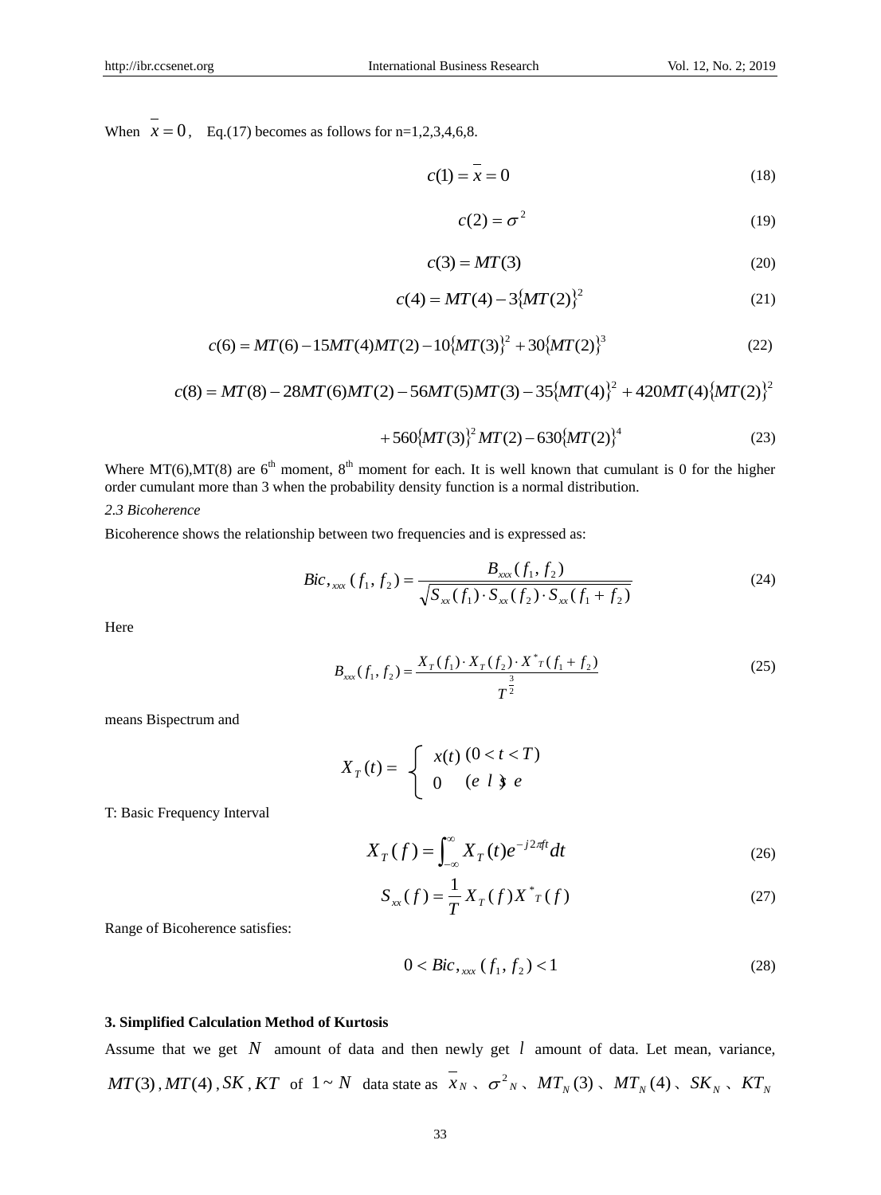When $\bar{x} = 0$, Eq.(17) becomes as follows for n=1,2,3,4,6,8.

$$c(1) = \bar{x} = 0 \tag{18}$$

$$c(2) = \sigma^2 \tag{19}$$

$$c(3) = MT(3) \tag{20}$$

$$c(4) = MT(4) - 3\{MT(2)\}^2 \tag{21}$$

$$c(6) = MT(6) - 15MT(4)MT(2) - 10\{MT(3)\}^2 + 30\{MT(2)\}^3 \tag{22}$$

$$c(8) = MT(8) - 28MT(6)MT(2) - 56MT(5)MT(3) - 35\{MT(4)\}^2 + 420MT(4)\{MT(2)\}^2$$

$$+ 560\{MT(3)\}^2 MT(2) - 630\{MT(2)\}^4 \tag{23}$$

Where MT(6),MT(8) are 6th moment, 8th moment for each. It is well known that cumulant is 0 for the higher order cumulant more than 3 when the probability density function is a normal distribution.

*2.3 Bicoherence*

Bicoherence shows the relationship between two frequencies and is expressed as:

$$Bic,_{xxx}(f_1, f_2) = \frac{B_{xxx}(f_1, f_2)}{\sqrt{S_{xx}(f_1) \cdot S_{xx}(f_2) \cdot S_{xx}(f_1 + f_2)}} \tag{24}$$

Here

$$B_{xxx}(f_1, f_2) = \frac{X_T(f_1) \cdot X_T(f_2) \cdot X^*{}_T(f_1 + f_2)}{T^{\frac{3}{2}}} \tag{25}$$

means Bispectrum and

$$X_T(t) = \begin{cases} x(t) & (0 < t < T) \\ 0 & (else) \end{cases}$$

T: Basic Frequency Interval

$$X_T(f) = \int_{-\infty}^{\infty} X_T(t) e^{-j2\pi ft} dt \tag{26}$$

$$S_{xx}(f) = \frac{1}{T} X_T(f) X^*{}_T(f) \tag{27}$$

Range of Bicoherence satisfies:

$$0 < Bic,_{xxx}(f_1, f_2) < 1 \tag{28}$$

## 3. Simplified Calculation Method of Kurtosis

Assume that we get $N$ amount of data and then newly get $l$ amount of data. Let mean, variance, $MT(3)$, $MT(4)$, $SK$, $KT$ of $1 \sim N$ data state as $\bar{x}_N$ 、 $\sigma^2{}_N$ 、 $MT_N(3)$ 、 $MT_N(4)$ 、 $SK_N$ 、 $KT_N$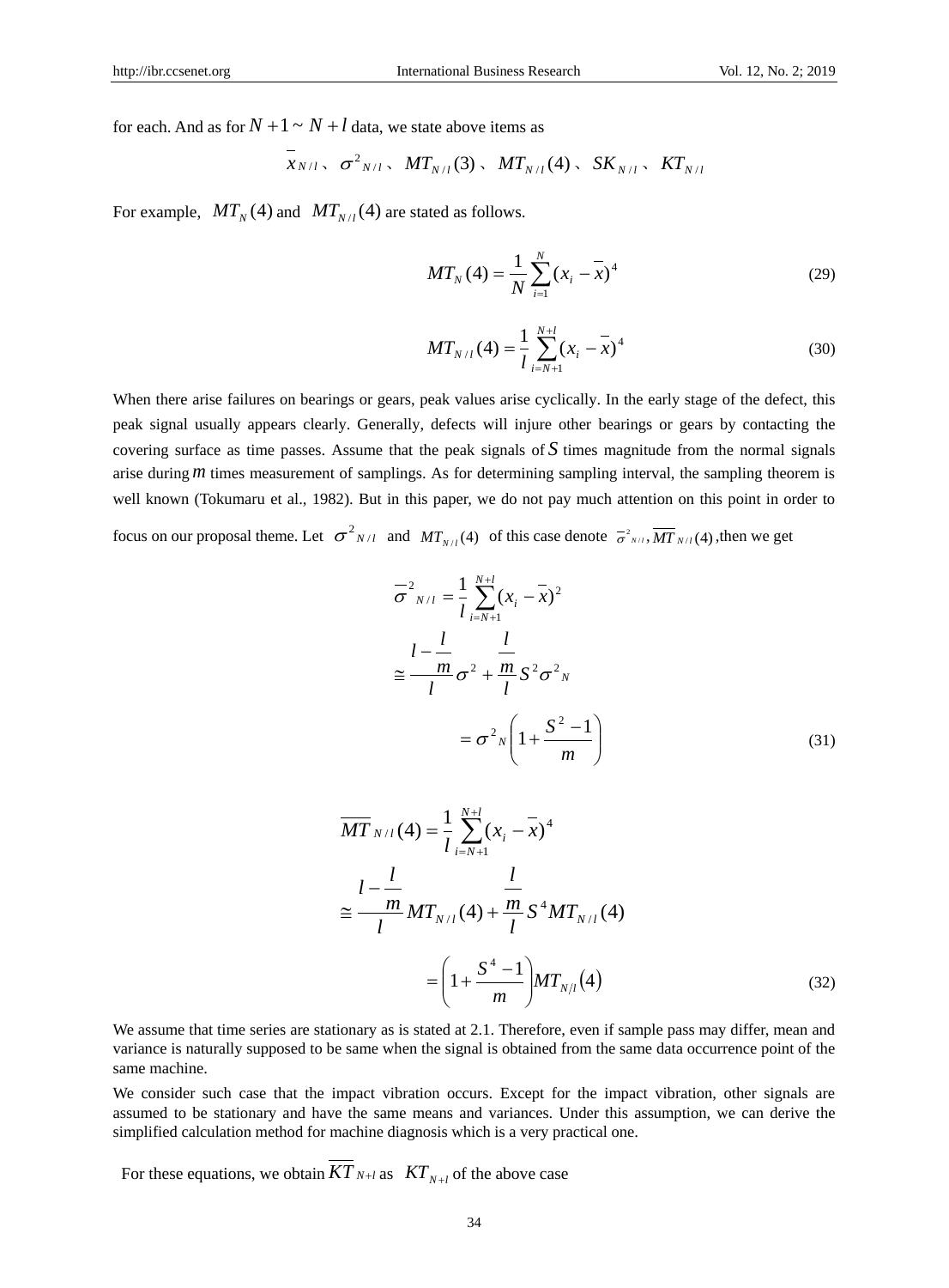for each. And as for $N+1 \sim N+l$ data, we state above items as

$$\overline{x}_{N/l}\text{、}\ \sigma^2_{N/l}\text{、}\ MT_{N/l}(3)\text{、}\ MT_{N/l}(4)\text{、}\ SK_{N/l}\text{、}\ KT_{N/l}$$

For example, $MT_N(4)$ and $MT_{N/l}(4)$ are stated as follows.

$$MT_N(4) = \frac{1}{N}\sum_{i=1}^{N}(x_i - \overline{x})^4 \tag{29}$$

$$MT_{N/l}(4) = \frac{1}{l}\sum_{i=N+1}^{N+l}(x_i - \overline{x})^4 \tag{30}$$

When there arise failures on bearings or gears, peak values arise cyclically. In the early stage of the defect, this peak signal usually appears clearly. Generally, defects will injure other bearings or gears by contacting the covering surface as time passes. Assume that the peak signals of $S$ times magnitude from the normal signals arise during $m$ times measurement of samplings. As for determining sampling interval, the sampling theorem is well known (Tokumaru et al., 1982). But in this paper, we do not pay much attention on this point in order to focus on our proposal theme. Let $\sigma^2_{N/l}$ and $MT_{N/l}(4)$ of this case denote $\overline{\sigma}^2_{N/l}, \overline{MT}_{N/l}(4)$ ,then we get

$$
\begin{aligned}
\overline{\sigma}^2_{N/l} &= \frac{1}{l}\sum_{i=N+1}^{N+l}(x_i - \overline{x})^2 \\
&\cong \frac{l - \frac{l}{m}}{l}\sigma^2 + \frac{\frac{l}{m}}{l}S^2\sigma^2_N \\
&= \sigma^2_N\left(1 + \frac{S^2 - 1}{m}\right)
\end{aligned} \tag{31}
$$

$$
\begin{aligned}
\overline{MT}_{N/l}(4) &= \frac{1}{l}\sum_{i=N+1}^{N+l}(x_i - \overline{x})^4 \\
&\cong \frac{l - \frac{l}{m}}{l}MT_{N/l}(4) + \frac{\frac{l}{m}}{l}S^4 MT_{N/l}(4) \\
&= \left(1 + \frac{S^4 - 1}{m}\right)MT_{N/l}(4)
\end{aligned} \tag{32}
$$

We assume that time series are stationary as is stated at 2.1. Therefore, even if sample pass may differ, mean and variance is naturally supposed to be same when the signal is obtained from the same data occurrence point of the same machine.

We consider such case that the impact vibration occurs. Except for the impact vibration, other signals are assumed to be stationary and have the same means and variances. Under this assumption, we can derive the simplified calculation method for machine diagnosis which is a very practical one.

For these equations, we obtain $\overline{KT}_{N+l}$ as $KT_{N+l}$ of the above case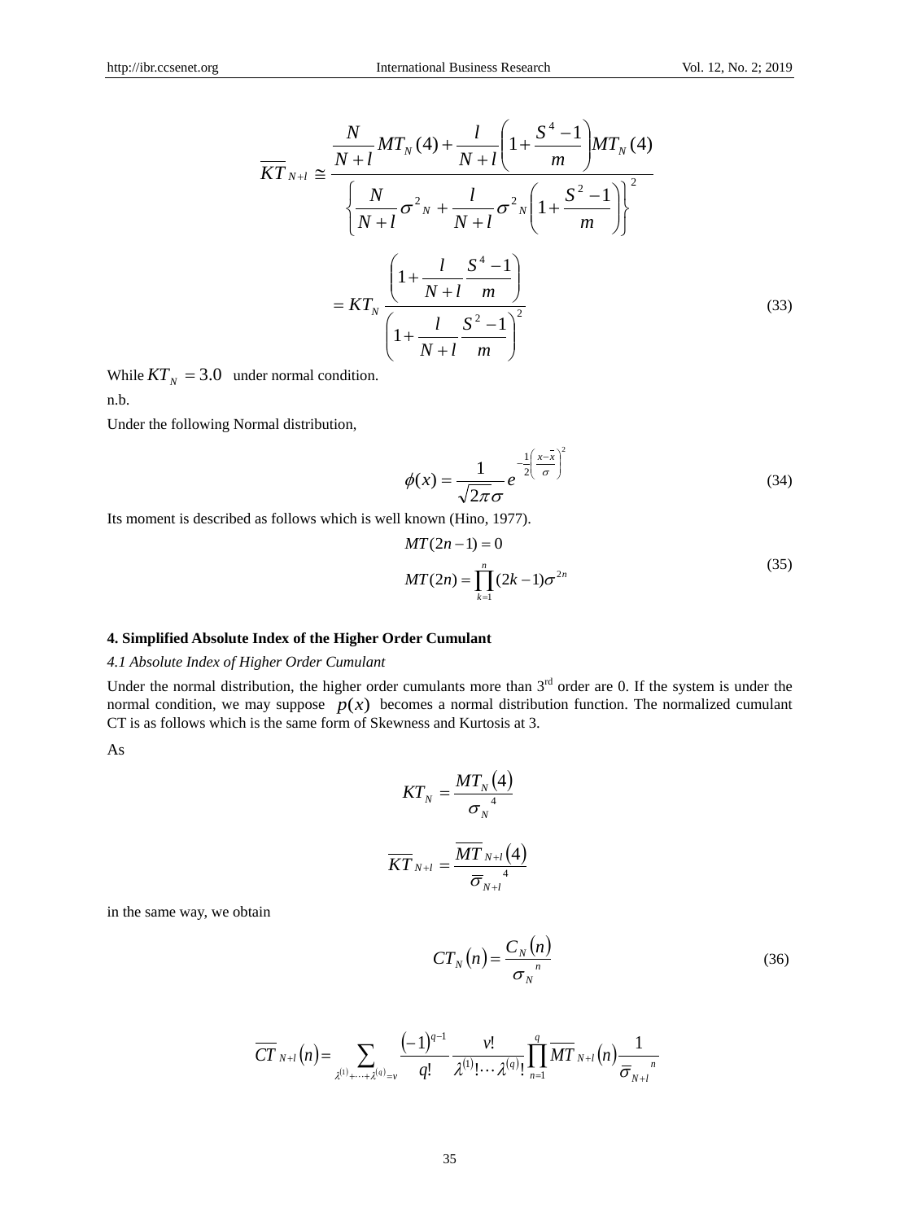$$\overline{KT}_{N+l} \cong \frac{\frac{N}{N+l} MT_N(4) + \frac{l}{N+l}\left(1+\frac{S^4-1}{m}\right) MT_N(4)}{\left\{\frac{N}{N+l}\sigma^2{}_N + \frac{l}{N+l}\sigma^2{}_N\left(1+\frac{S^2-1}{m}\right)\right\}^2}$$

$$= KT_N \frac{\left(1+\frac{l}{N+l}\frac{S^4-1}{m}\right)}{\left(1+\frac{l}{N+l}\frac{S^2-1}{m}\right)^2} \tag{33}$$

While $KT_N = 3.0$ under normal condition.

n.b.

Under the following Normal distribution,

$$\phi(x) = \frac{1}{\sqrt{2\pi}\sigma} e^{-\frac{1}{2}\left(\frac{x-\bar{x}}{\sigma}\right)^2} \tag{34}$$

Its moment is described as follows which is well known (Hino, 1977).

$$MT(2n-1) = 0$$
$$MT(2n) = \prod_{k=1}^{n}(2k-1)\sigma^{2n} \tag{35}$$

## 4. Simplified Absolute Index of the Higher Order Cumulant

### *4.1 Absolute Index of Higher Order Cumulant*

Under the normal distribution, the higher order cumulants more than 3rd order are 0. If the system is under the normal condition, we may suppose $p(x)$ becomes a normal distribution function. The normalized cumulant CT is as follows which is the same form of Skewness and Kurtosis at 3.

As

$$KT_N = \frac{MT_N(4)}{\sigma_N{}^4}$$

$$\overline{KT}_{N+l} = \frac{\overline{MT}_{N+l}(4)}{\bar{\sigma}_{N+l}{}^4}$$

in the same way, we obtain

$$CT_N(n) = \frac{C_N(n)}{\sigma_N{}^n} \tag{36}$$

$$\overline{CT}_{N+l}(n) = \sum_{\lambda^{(1)}+\cdots+\lambda^{(q)}=v} \frac{(-1)^{q-1}}{q!} \frac{v!}{\lambda^{(1)}!\cdots\lambda^{(q)}!} \prod_{n=1}^{q} \overline{MT}_{N+l}(n) \frac{1}{\bar{\sigma}_{N+l}{}^n}$$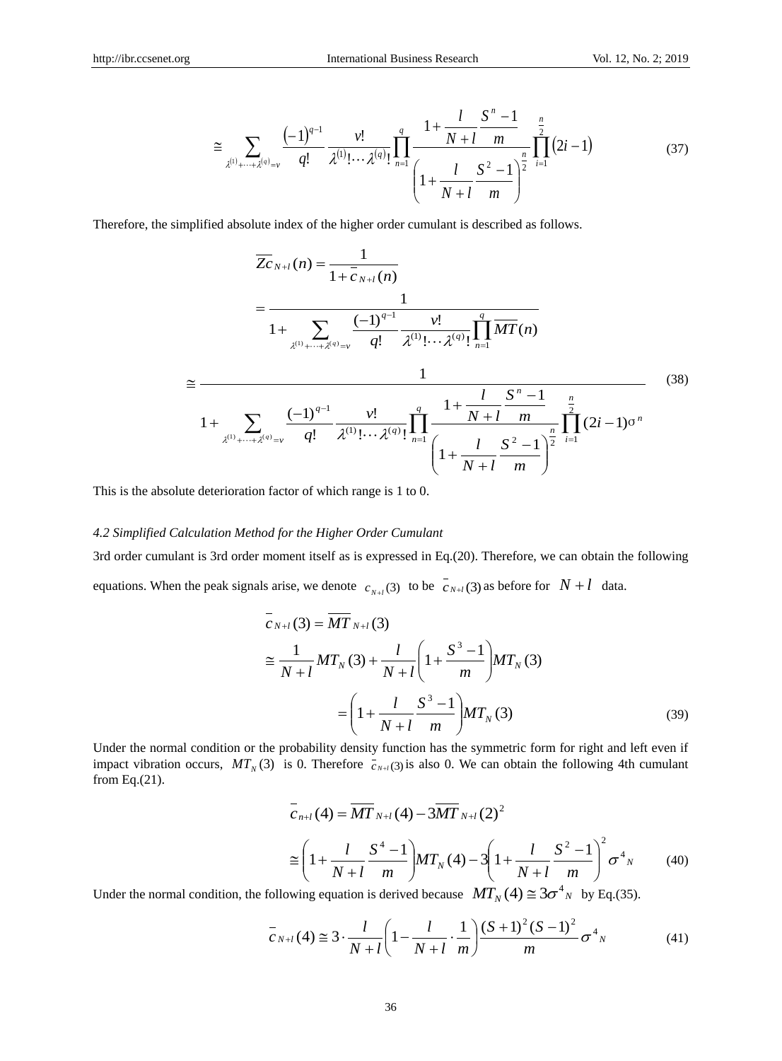$$\cong \sum_{\lambda^{(1)}+\cdots+\lambda^{(q)}=\nu} \frac{(-1)^{q-1}}{q!} \frac{\nu!}{\lambda^{(1)}!\cdots\lambda^{(q)}!} \prod_{n=1}^{q} \frac{1+\dfrac{l}{N+l}\dfrac{S^n-1}{m}}{\left(1+\dfrac{l}{N+l}\dfrac{S^2-1}{m}\right)^{\frac{n}{2}}} \prod_{i=1}^{\frac{n}{2}} (2i-1) \tag{37}$$

Therefore, the simplified absolute index of the higher order cumulant is described as follows.

$$\begin{aligned}
\overline{Zc}_{N+l}(n) &= \frac{1}{1+\bar{c}_{N+l}(n)} \\
&= \frac{1}{1+\displaystyle\sum_{\lambda^{(1)}+\cdots+\lambda^{(q)}=\nu} \frac{(-1)^{q-1}}{q!} \frac{\nu!}{\lambda^{(1)}!\cdots\lambda^{(q)}!} \prod_{n=1}^{q} \overline{MT}(n)} \\
&\cong \frac{1}{1+\displaystyle\sum_{\lambda^{(1)}+\cdots+\lambda^{(q)}=\nu} \frac{(-1)^{q-1}}{q!} \frac{\nu!}{\lambda^{(1)}!\cdots\lambda^{(q)}!} \prod_{n=1}^{q} \frac{1+\dfrac{l}{N+l}\dfrac{S^n-1}{m}}{\left(1+\dfrac{l}{N+l}\dfrac{S^2-1}{m}\right)^{\frac{n}{2}}} \prod_{i=1}^{\frac{n}{2}} (2i-1)\sigma^n}
\end{aligned} \tag{38}$$

This is the absolute deterioration factor of which range is 1 to 0.

*4.2 Simplified Calculation Method for the Higher Order Cumulant*

3rd order cumulant is 3rd order moment itself as is expressed in Eq.(20). Therefore, we can obtain the following equations. When the peak signals arise, we denote $c_{N+l}(3)$ to be $\bar{c}_{N+l}(3)$ as before for $N+l$ data.

$$\begin{aligned}
\bar{c}_{N+l}(3) &= \overline{MT}_{N+l}(3) \\
&\cong \frac{1}{N+l} MT_N(3) + \frac{l}{N+l}\left(1+\frac{S^3-1}{m}\right) MT_N(3) \\
&= \left(1+\frac{l}{N+l}\frac{S^3-1}{m}\right) MT_N(3)
\end{aligned} \tag{39}$$

Under the normal condition or the probability density function has the symmetric form for right and left even if impact vibration occurs, $MT_N(3)$ is 0. Therefore $\bar{c}_{N+l}(3)$ is also 0. We can obtain the following 4th cumulant from Eq.(21).

$$\begin{aligned}
\bar{c}_{n+l}(4) &= \overline{MT}_{N+l}(4) - 3\overline{MT}_{N+l}(2)^2 \\
&\cong \left(1+\frac{l}{N+l}\frac{S^4-1}{m}\right) MT_N(4) - 3\left(1+\frac{l}{N+l}\frac{S^2-1}{m}\right)^2 \sigma^4{}_N
\end{aligned} \tag{40}$$

Under the normal condition, the following equation is derived because $MT_N(4) \cong 3\sigma^4{}_N$ by Eq.(35).

$$\bar{c}_{N+l}(4) \cong 3 \cdot \frac{l}{N+l}\left(1-\frac{l}{N+l}\cdot\frac{1}{m}\right)\frac{(S+1)^2(S-1)^2}{m}\sigma^4{}_N \tag{41}$$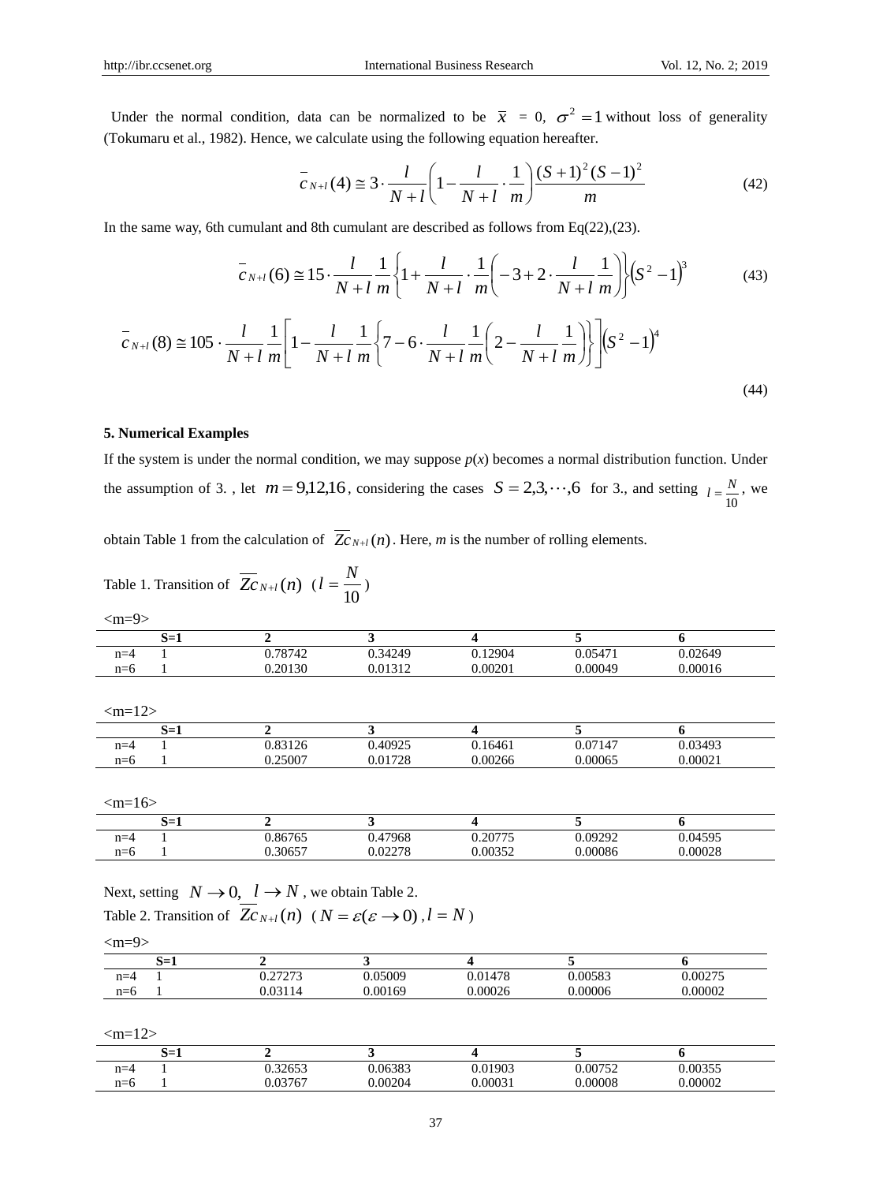Under the normal condition, data can be normalized to be $\bar{x} = 0$, $\sigma^2 = 1$ without loss of generality (Tokumaru et al., 1982). Hence, we calculate using the following equation hereafter.

$$\bar{c}_{N+l}(4) \cong 3 \cdot \frac{l}{N+l}\left(1 - \frac{l}{N+l} \cdot \frac{1}{m}\right)\frac{(S+1)^2(S-1)^2}{m} \tag{42}$$

In the same way, 6th cumulant and 8th cumulant are described as follows from Eq(22),(23).

$$\bar{c}_{N+l}(6) \cong 15 \cdot \frac{l}{N+l}\frac{1}{m}\left\{1 + \frac{l}{N+l} \cdot \frac{1}{m}\left(-3 + 2 \cdot \frac{l}{N+l}\frac{1}{m}\right)\right\}\left(S^2 - 1\right)^3 \tag{43}$$

$$\bar{c}_{N+l}(8) \cong 105 \cdot \frac{l}{N+l}\frac{1}{m}\left[1 - \frac{l}{N+l}\frac{1}{m}\left\{7 - 6 \cdot \frac{l}{N+l}\frac{1}{m}\left(2 - \frac{l}{N+l}\frac{1}{m}\right)\right\}\right]\left(S^2 - 1\right)^4 \tag{44}$$

## 5. Numerical Examples

If the system is under the normal condition, we may suppose $p(x)$ becomes a normal distribution function. Under the assumption of 3. , let $m = 9,12,16$, considering the cases $S = 2,3,\cdots,6$ for 3., and setting $l = \frac{N}{10}$, we obtain Table 1 from the calculation of $\overline{Zc}_{N+l}(n)$. Here, *m* is the number of rolling elements.

Table 1. Transition of $\overline{Zc}_{N+l}(n)$ $\left(l = \frac{N}{10}\right)$

<m=9>

| | S=1 | 2 | 3 | 4 | 5 | 6 |
|---|---|---|---|---|---|---|
| n=4 | 1 | 0.78742 | 0.34249 | 0.12904 | 0.05471 | 0.02649 |
| n=6 | 1 | 0.20130 | 0.01312 | 0.00201 | 0.00049 | 0.00016 |

<m=12>

| | S=1 | 2 | 3 | 4 | 5 | 6 |
|---|---|---|---|---|---|---|
| n=4 | 1 | 0.83126 | 0.40925 | 0.16461 | 0.07147 | 0.03493 |
| n=6 | 1 | 0.25007 | 0.01728 | 0.00266 | 0.00065 | 0.00021 |

<m=16>

| | S=1 | 2 | 3 | 4 | 5 | 6 |
|---|---|---|---|---|---|---|
| n=4 | 1 | 0.86765 | 0.47968 | 0.20775 | 0.09292 | 0.04595 |
| n=6 | 1 | 0.30657 | 0.02278 | 0.00352 | 0.00086 | 0.00028 |

Next, setting $N \to 0,\ l \to N$, we obtain Table 2.

Table 2. Transition of $\overline{Zc}_{N+l}(n)$ $(N = \varepsilon(\varepsilon \to 0), l = N)$

<m=9>

| | S=1 | 2 | 3 | 4 | 5 | 6 |
|---|---|---|---|---|---|---|
| n=4 | 1 | 0.27273 | 0.05009 | 0.01478 | 0.00583 | 0.00275 |
| n=6 | 1 | 0.03114 | 0.00169 | 0.00026 | 0.00006 | 0.00002 |

<m=12>

| | S=1 | 2 | 3 | 4 | 5 | 6 |
|---|---|---|---|---|---|---|
| n=4 | 1 | 0.32653 | 0.06383 | 0.01903 | 0.00752 | 0.00355 |
| n=6 | 1 | 0.03767 | 0.00204 | 0.00031 | 0.00008 | 0.00002 |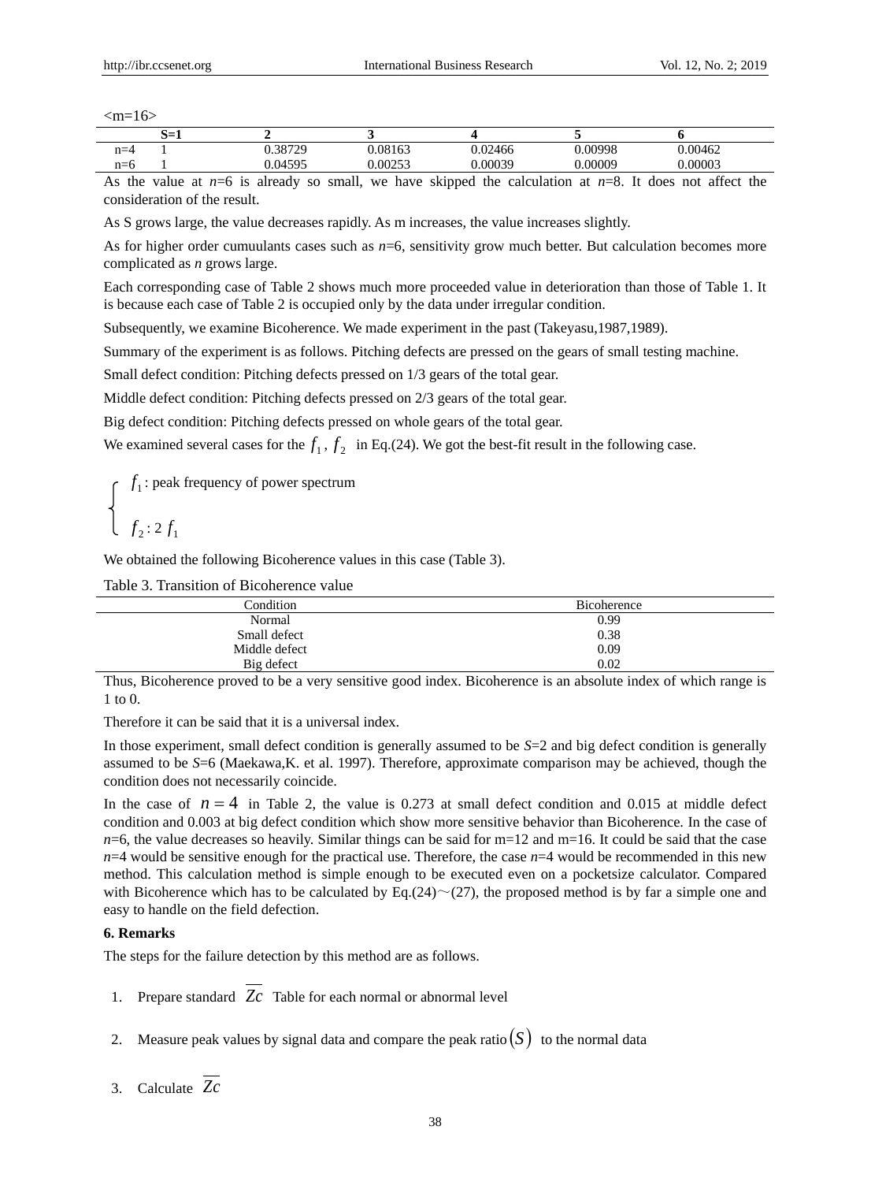<m=16>

| | S=1 | 2 | 3 | 4 | 5 | 6 |
|---|---|---|---|---|---|---|
| n=4 | 1 | 0.38729 | 0.08163 | 0.02466 | 0.00998 | 0.00462 |
| n=6 | 1 | 0.04595 | 0.00253 | 0.00039 | 0.00009 | 0.00003 |

As the value at *n*=6 is already so small, we have skipped the calculation at *n*=8. It does not affect the consideration of the result.

As S grows large, the value decreases rapidly. As m increases, the value increases slightly.

As for higher order cumuulants cases such as *n*=6, sensitivity grow much better. But calculation becomes more complicated as *n* grows large.

Each corresponding case of Table 2 shows much more proceeded value in deterioration than those of Table 1. It is because each case of Table 2 is occupied only by the data under irregular condition.

Subsequently, we examine Bicoherence. We made experiment in the past (Takeyasu,1987,1989).

Summary of the experiment is as follows. Pitching defects are pressed on the gears of small testing machine.

Small defect condition: Pitching defects pressed on 1/3 gears of the total gear.

Middle defect condition: Pitching defects pressed on 2/3 gears of the total gear.

Big defect condition: Pitching defects pressed on whole gears of the total gear.

We examined several cases for the $f_1$, $f_2$ in Eq.(24). We got the best-fit result in the following case.

$$\begin{cases} f_1: \text{peak frequency of power spectrum} \\ f_2: 2\,f_1 \end{cases}$$

We obtained the following Bicoherence values in this case (Table 3).

Table 3. Transition of Bicoherence value

| Condition | Bicoherence |
|---|---|
| Normal | 0.99 |
| Small defect | 0.38 |
| Middle defect | 0.09 |
| Big defect | 0.02 |

Thus, Bicoherence proved to be a very sensitive good index. Bicoherence is an absolute index of which range is 1 to 0.

Therefore it can be said that it is a universal index.

In those experiment, small defect condition is generally assumed to be *S*=2 and big defect condition is generally assumed to be *S*=6 (Maekawa,K. et al. 1997). Therefore, approximate comparison may be achieved, though the condition does not necessarily coincide.

In the case of $n = 4$ in Table 2, the value is 0.273 at small defect condition and 0.015 at middle defect condition and 0.003 at big defect condition which show more sensitive behavior than Bicoherence. In the case of *n*=6, the value decreases so heavily. Similar things can be said for m=12 and m=16. It could be said that the case *n*=4 would be sensitive enough for the practical use. Therefore, the case *n*=4 would be recommended in this new method. This calculation method is simple enough to be executed even on a pocketsize calculator. Compared with Bicoherence which has to be calculated by Eq.(24)～(27), the proposed method is by far a simple one and easy to handle on the field defection.

## 6. Remarks

The steps for the failure detection by this method are as follows.

1. Prepare standard $\overline{Zc}$ Table for each normal or abnormal level
2. Measure peak values by signal data and compare the peak ratio $(S)$ to the normal data
3. Calculate $\overline{Zc}$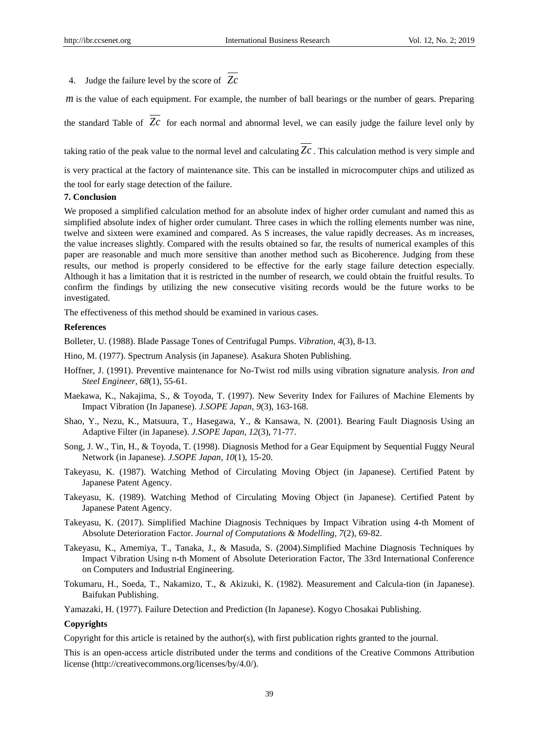4. Judge the failure level by the score of $\overline{Zc}$

$m$ is the value of each equipment. For example, the number of ball bearings or the number of gears. Preparing the standard Table of $\overline{Zc}$ for each normal and abnormal level, we can easily judge the failure level only by taking ratio of the peak value to the normal level and calculating $\overline{Zc}$. This calculation method is very simple and is very practical at the factory of maintenance site. This can be installed in microcomputer chips and utilized as the tool for early stage detection of the failure.

## 7. Conclusion

We proposed a simplified calculation method for an absolute index of higher order cumulant and named this as simplified absolute index of higher order cumulant. Three cases in which the rolling elements number was nine, twelve and sixteen were examined and compared. As S increases, the value rapidly decreases. As m increases, the value increases slightly. Compared with the results obtained so far, the results of numerical examples of this paper are reasonable and much more sensitive than another method such as Bicoherence. Judging from these results, our method is properly considered to be effective for the early stage failure detection especially. Although it has a limitation that it is restricted in the number of research, we could obtain the fruitful results. To confirm the findings by utilizing the new consecutive visiting records would be the future works to be investigated.

The effectiveness of this method should be examined in various cases.

## References

Bolleter, U. (1988). Blade Passage Tones of Centrifugal Pumps. *Vibration, 4*(3), 8-13.

Hino, M. (1977). Spectrum Analysis (in Japanese). Asakura Shoten Publishing.

Hoffner, J. (1991). Preventive maintenance for No-Twist rod mills using vibration signature analysis. *Iron and Steel Engineer, 68*(1), 55-61.

Maekawa, K., Nakajima, S., & Toyoda, T. (1997). New Severity Index for Failures of Machine Elements by Impact Vibration (In Japanese). *J.SOPE Japan, 9*(3), 163-168.

Shao, Y., Nezu, K., Matsuura, T., Hasegawa, Y., & Kansawa, N. (2001). Bearing Fault Diagnosis Using an Adaptive Filter (in Japanese). *J.SOPE Japan, 12*(3), 71-77.

Song, J. W., Tin, H., & Toyoda, T. (1998). Diagnosis Method for a Gear Equipment by Sequential Fuggy Neural Network (in Japanese). *J.SOPE Japan, 10*(1), 15-20.

Takeyasu, K. (1987). Watching Method of Circulating Moving Object (in Japanese). Certified Patent by Japanese Patent Agency.

Takeyasu, K. (1989). Watching Method of Circulating Moving Object (in Japanese). Certified Patent by Japanese Patent Agency.

Takeyasu, K. (2017). Simplified Machine Diagnosis Techniques by Impact Vibration using 4-th Moment of Absolute Deterioration Factor. *Journal of Computations & Modelling, 7*(2), 69-82.

Takeyasu, K., Amemiya, T., Tanaka, J., & Masuda, S. (2004).Simplified Machine Diagnosis Techniques by Impact Vibration Using n-th Moment of Absolute Deterioration Factor, The 33rd International Conference on Computers and Industrial Engineering.

Tokumaru, H., Soeda, T., Nakamizo, T., & Akizuki, K. (1982). Measurement and Calcula-tion (in Japanese). Baifukan Publishing.

Yamazaki, H. (1977). Failure Detection and Prediction (In Japanese). Kogyo Chosakai Publishing.

## Copyrights

Copyright for this article is retained by the author(s), with first publication rights granted to the journal.

This is an open-access article distributed under the terms and conditions of the Creative Commons Attribution license (http://creativecommons.org/licenses/by/4.0/).